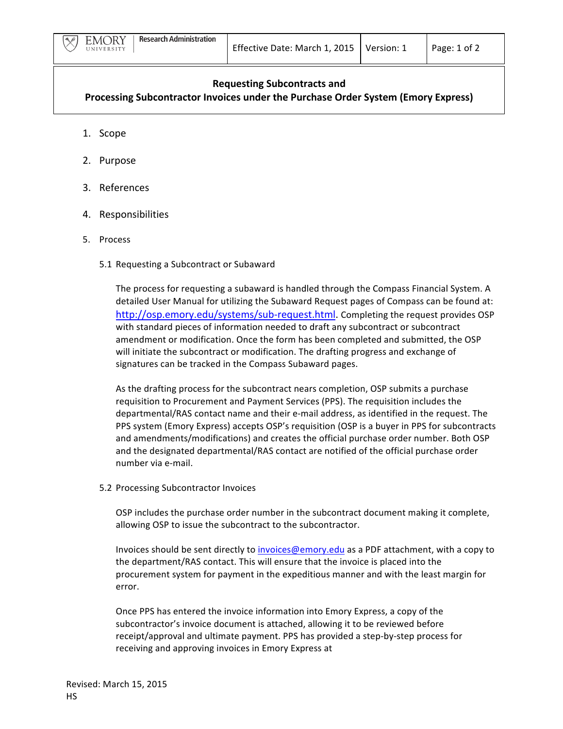| Emory University Research Administration | Effective Date: March 1, 2015 | Version: 1 |
|---|---|---|

# Requesting Subcontracts and Processing Subcontractor Invoices under the Purchase Order System (Emory Express)

1. Scope
2. Purpose
3. References
4. Responsibilities
5. Process

## 5.1 Requesting a Subcontract or Subaward

The process for requesting a subaward is handled through the Compass Financial System. A detailed User Manual for utilizing the Subaward Request pages of Compass can be found at: http://osp.emory.edu/systems/sub-request.html. Completing the request provides OSP with standard pieces of information needed to draft any subcontract or subcontract amendment or modification. Once the form has been completed and submitted, the OSP will initiate the subcontract or modification. The drafting progress and exchange of signatures can be tracked in the Compass Subaward pages.

As the drafting process for the subcontract nears completion, OSP submits a purchase requisition to Procurement and Payment Services (PPS). The requisition includes the departmental/RAS contact name and their e-mail address, as identified in the request. The PPS system (Emory Express) accepts OSP's requisition (OSP is a buyer in PPS for subcontracts and amendments/modifications) and creates the official purchase order number. Both OSP and the designated departmental/RAS contact are notified of the official purchase order number via e-mail.

## 5.2 Processing Subcontractor Invoices

OSP includes the purchase order number in the subcontract document making it complete, allowing OSP to issue the subcontract to the subcontractor.

Invoices should be sent directly to invoices@emory.edu as a PDF attachment, with a copy to the department/RAS contact. This will ensure that the invoice is placed into the procurement system for payment in the expeditious manner and with the least margin for error.

Once PPS has entered the invoice information into Emory Express, a copy of the subcontractor's invoice document is attached, allowing it to be reviewed before receipt/approval and ultimate payment. PPS has provided a step-by-step process for receiving and approving invoices in Emory Express at

Revised: March 15, 2015
HS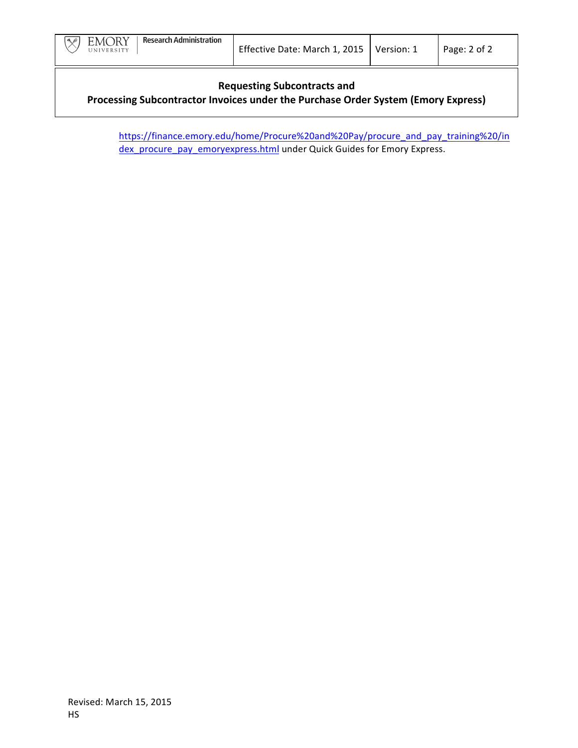https://finance.emory.edu/home/Procure%20and%20Pay/procure_and_pay_training%20/index_procure_pay_emoryexpress.html under Quick Guides for Emory Express.

Revised: March 15, 2015
HS